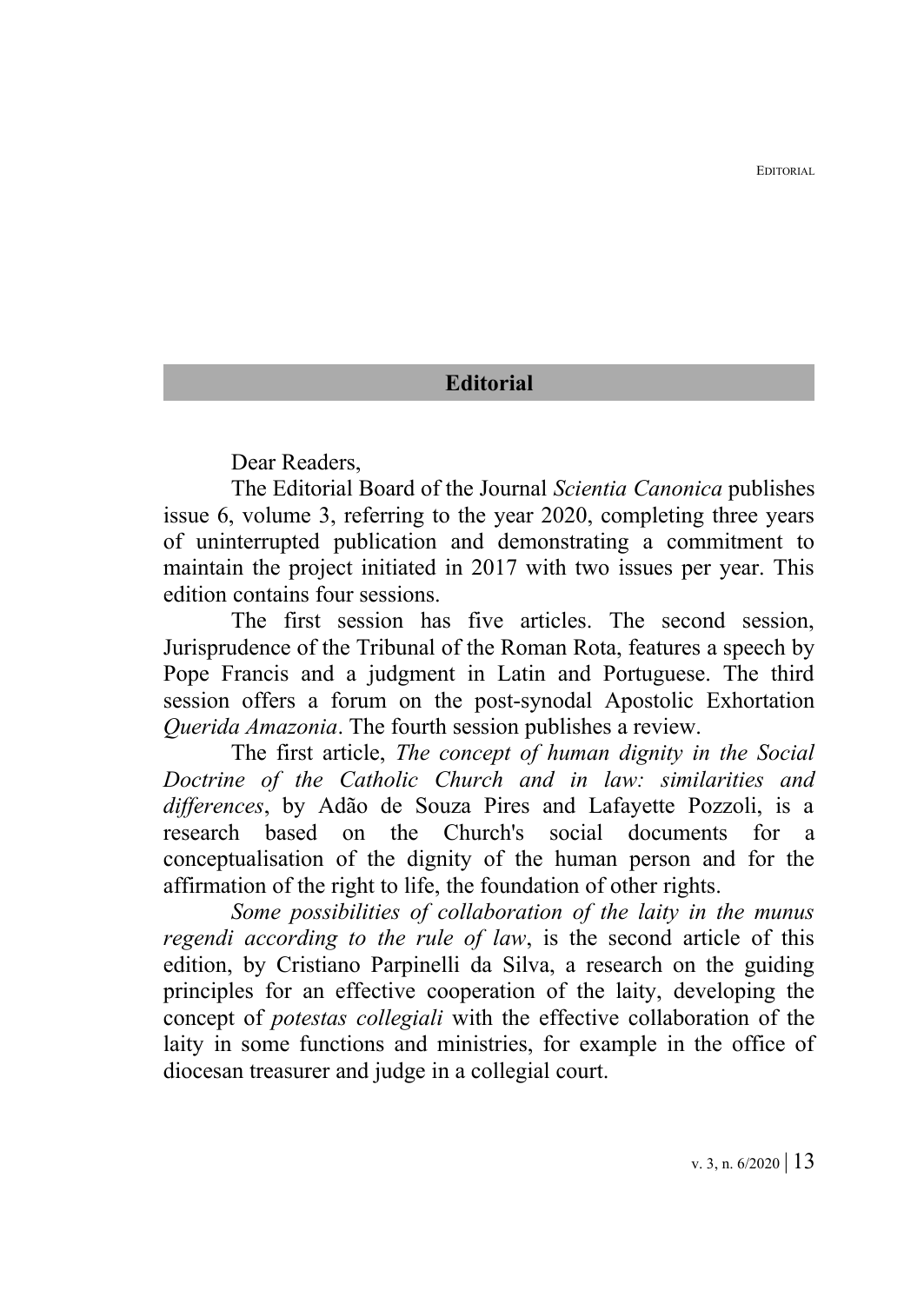# Editorial

Dear Readers,

The Editorial Board of the Journal *Scientia Canonica* publishes issue 6, volume 3, referring to the year 2020, completing three years of uninterrupted publication and demonstrating a commitment to maintain the project initiated in 2017 with two issues per year. This edition contains four sessions.

The first session has five articles. The second session, Jurisprudence of the Tribunal of the Roman Rota, features a speech by Pope Francis and a judgment in Latin and Portuguese. The third session offers a forum on the post-synodal Apostolic Exhortation *Querida Amazonia*. The fourth session publishes a review.

The first article, *The concept of human dignity in the Social Doctrine of the Catholic Church and in law: similarities and differences*, by Adão de Souza Pires and Lafayette Pozzoli, is a research based on the Church's social documents for a conceptualisation of the dignity of the human person and for the affirmation of the right to life, the foundation of other rights.

*Some possibilities of collaboration of the laity in the munus regendi according to the rule of law*, is the second article of this edition, by Cristiano Parpinelli da Silva, a research on the guiding principles for an effective cooperation of the laity, developing the concept of *potestas collegiali* with the effective collaboration of the laity in some functions and ministries, for example in the office of diocesan treasurer and judge in a collegial court.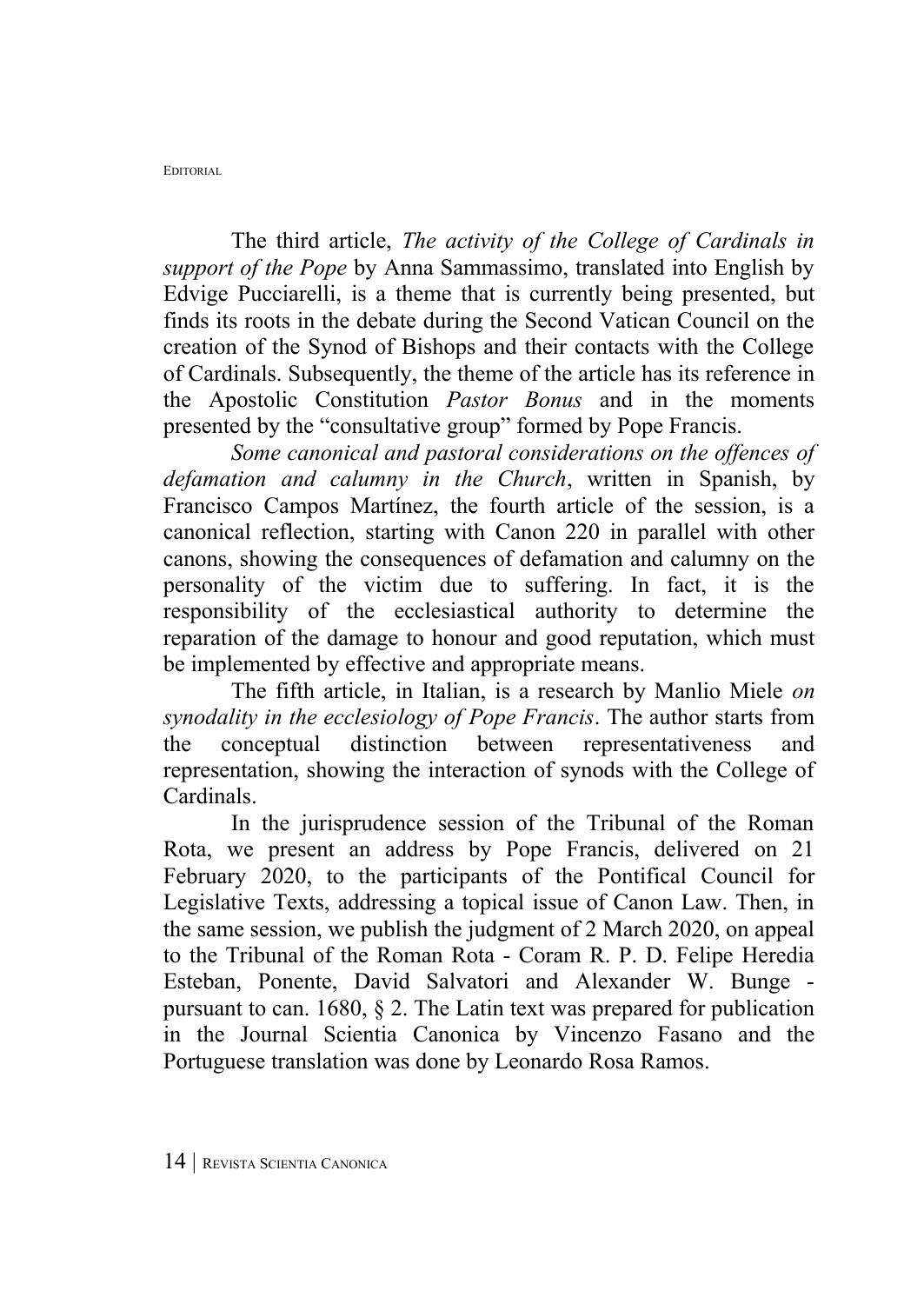The third article, *The activity of the College of Cardinals in support of the Pope* by Anna Sammassimo, translated into English by Edvige Pucciarelli, is a theme that is currently being presented, but finds its roots in the debate during the Second Vatican Council on the creation of the Synod of Bishops and their contacts with the College of Cardinals. Subsequently, the theme of the article has its reference in the Apostolic Constitution *Pastor Bonus* and in the moments presented by the "consultative group" formed by Pope Francis.

*Some canonical and pastoral considerations on the offences of defamation and calumny in the Church*, written in Spanish, by Francisco Campos Martínez, the fourth article of the session, is a canonical reflection, starting with Canon 220 in parallel with other canons, showing the consequences of defamation and calumny on the personality of the victim due to suffering. In fact, it is the responsibility of the ecclesiastical authority to determine the reparation of the damage to honour and good reputation, which must be implemented by effective and appropriate means.

The fifth article, in Italian, is a research by Manlio Miele *on synodality in the ecclesiology of Pope Francis*. The author starts from the conceptual distinction between representativeness and representation, showing the interaction of synods with the College of Cardinals.

In the jurisprudence session of the Tribunal of the Roman Rota, we present an address by Pope Francis, delivered on 21 February 2020, to the participants of the Pontifical Council for Legislative Texts, addressing a topical issue of Canon Law. Then, in the same session, we publish the judgment of 2 March 2020, on appeal to the Tribunal of the Roman Rota - Coram R. P. D. Felipe Heredia Esteban, Ponente, David Salvatori and Alexander W. Bunge - pursuant to can. 1680, § 2. The Latin text was prepared for publication in the Journal Scientia Canonica by Vincenzo Fasano and the Portuguese translation was done by Leonardo Rosa Ramos.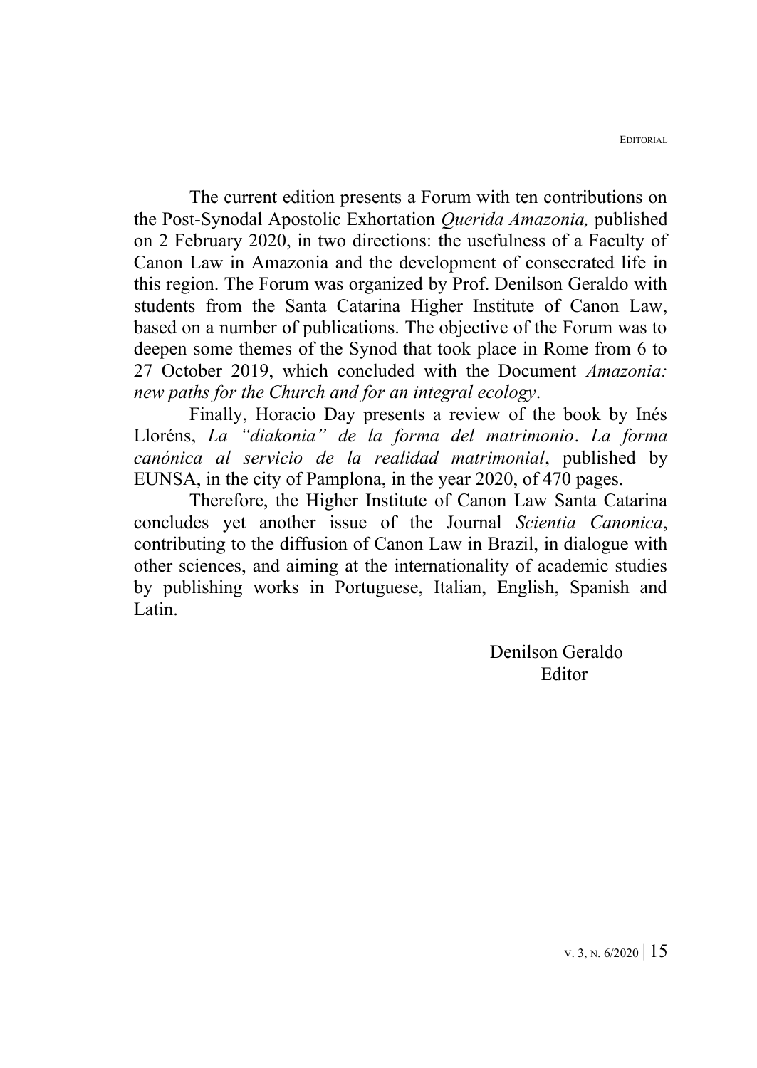The current edition presents a Forum with ten contributions on the Post-Synodal Apostolic Exhortation *Querida Amazonia,* published on 2 February 2020, in two directions: the usefulness of a Faculty of Canon Law in Amazonia and the development of consecrated life in this region. The Forum was organized by Prof. Denilson Geraldo with students from the Santa Catarina Higher Institute of Canon Law, based on a number of publications. The objective of the Forum was to deepen some themes of the Synod that took place in Rome from 6 to 27 October 2019, which concluded with the Document *Amazonia: new paths for the Church and for an integral ecology*.

Finally, Horacio Day presents a review of the book by Inés Lloréns, *La "diakonia" de la forma del matrimonio*. *La forma canónica al servicio de la realidad matrimonial*, published by EUNSA, in the city of Pamplona, in the year 2020, of 470 pages.

Therefore, the Higher Institute of Canon Law Santa Catarina concludes yet another issue of the Journal *Scientia Canonica*, contributing to the diffusion of Canon Law in Brazil, in dialogue with other sciences, and aiming at the internationality of academic studies by publishing works in Portuguese, Italian, English, Spanish and Latin.

Denilson Geraldo
Editor